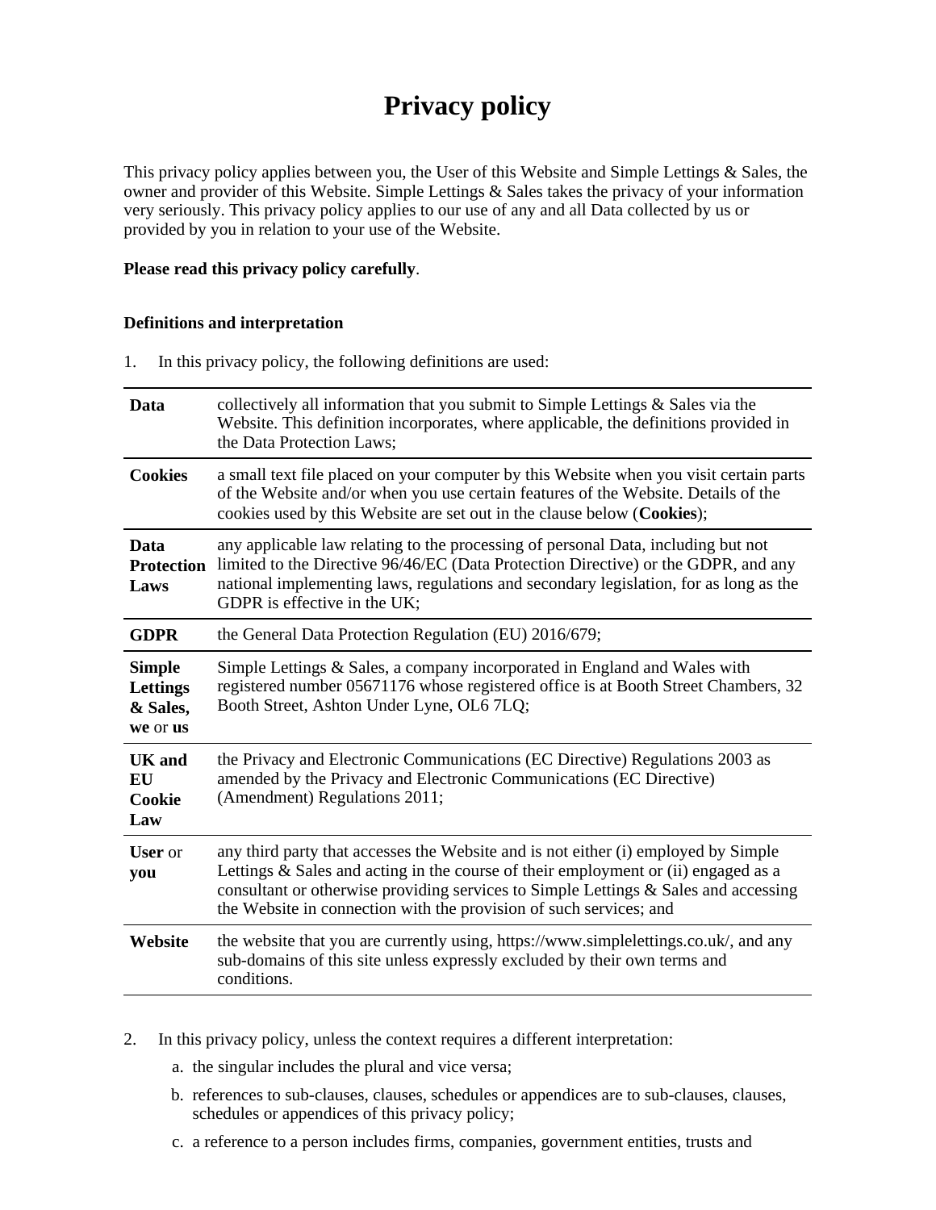# Privacy policy

This privacy policy applies between you, the User of this Website and Simple Lettings & Sales, the owner and provider of this Website. Simple Lettings & Sales takes the privacy of your information very seriously. This privacy policy applies to our use of any and all Data collected by us or provided by you in relation to your use of the Website.

**Please read this privacy policy carefully**.

**Definitions and interpretation**

1. In this privacy policy, the following definitions are used:

| | |
|---|---|
| **Data** | collectively all information that you submit to Simple Lettings & Sales via the Website. This definition incorporates, where applicable, the definitions provided in the Data Protection Laws; |
| **Cookies** | a small text file placed on your computer by this Website when you visit certain parts of the Website and/or when you use certain features of the Website. Details of the cookies used by this Website are set out in the clause below (**Cookies**); |
| **Data Protection Laws** | any applicable law relating to the processing of personal Data, including but not limited to the Directive 96/46/EC (Data Protection Directive) or the GDPR, and any national implementing laws, regulations and secondary legislation, for as long as the GDPR is effective in the UK; |
| **GDPR** | the General Data Protection Regulation (EU) 2016/679; |
| **Simple Lettings & Sales, we** or **us** | Simple Lettings & Sales, a company incorporated in England and Wales with registered number 05671176 whose registered office is at Booth Street Chambers, 32 Booth Street, Ashton Under Lyne, OL6 7LQ; |
| **UK and EU Cookie Law** | the Privacy and Electronic Communications (EC Directive) Regulations 2003 as amended by the Privacy and Electronic Communications (EC Directive) (Amendment) Regulations 2011; |
| **User** or **you** | any third party that accesses the Website and is not either (i) employed by Simple Lettings & Sales and acting in the course of their employment or (ii) engaged as a consultant or otherwise providing services to Simple Lettings & Sales and accessing the Website in connection with the provision of such services; and |
| **Website** | the website that you are currently using, https://www.simplelettings.co.uk/, and any sub-domains of this site unless expressly excluded by their own terms and conditions. |

2. In this privacy policy, unless the context requires a different interpretation:
   a. the singular includes the plural and vice versa;
   b. references to sub-clauses, clauses, schedules or appendices are to sub-clauses, clauses, schedules or appendices of this privacy policy;
   c. a reference to a person includes firms, companies, government entities, trusts and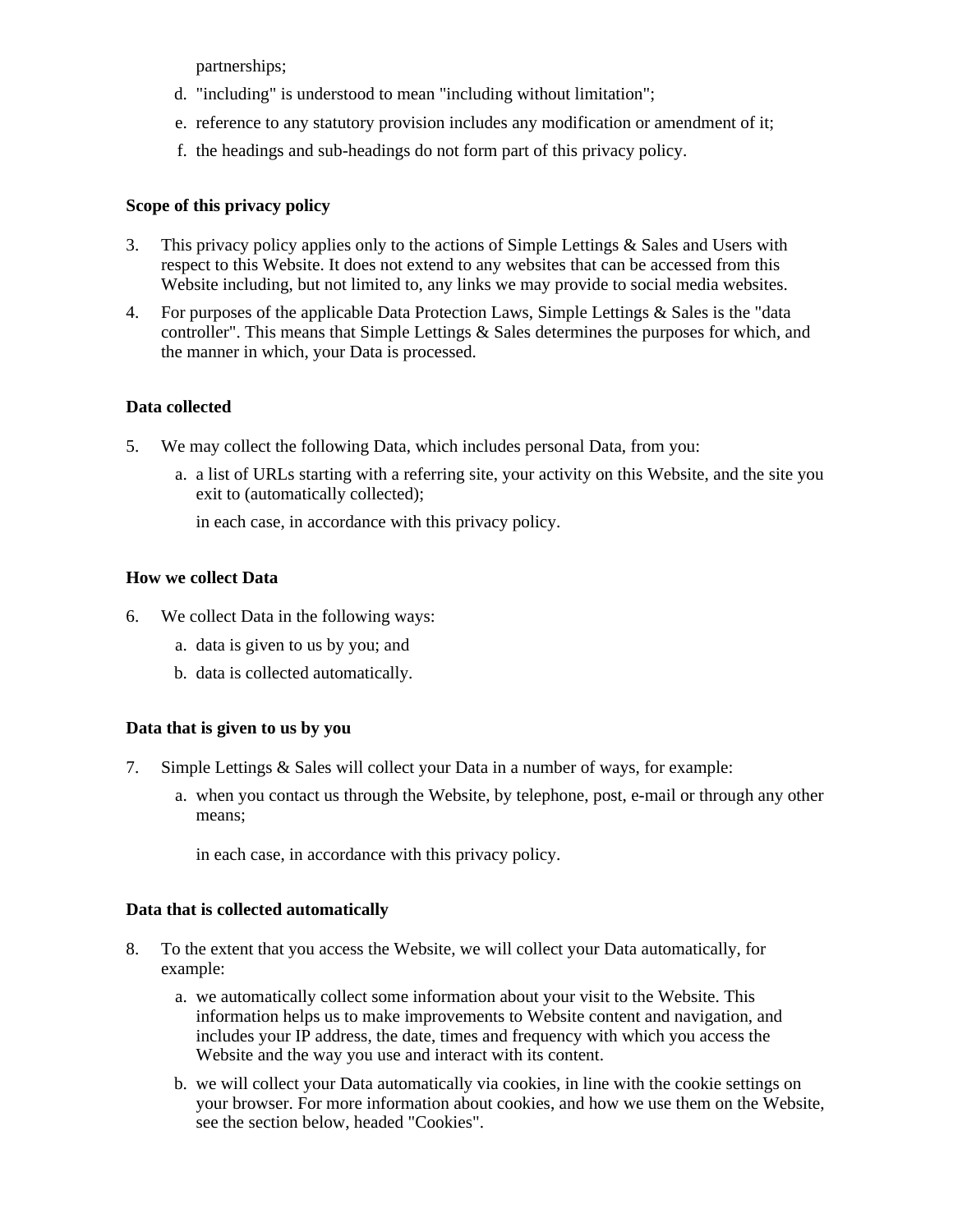partnerships;

d. "including" is understood to mean "including without limitation";
e. reference to any statutory provision includes any modification or amendment of it;
f. the headings and sub-headings do not form part of this privacy policy.

**Scope of this privacy policy**

3. This privacy policy applies only to the actions of Simple Lettings & Sales and Users with respect to this Website. It does not extend to any websites that can be accessed from this Website including, but not limited to, any links we may provide to social media websites.
4. For purposes of the applicable Data Protection Laws, Simple Lettings & Sales is the "data controller". This means that Simple Lettings & Sales determines the purposes for which, and the manner in which, your Data is processed.

**Data collected**

5. We may collect the following Data, which includes personal Data, from you:
   a. a list of URLs starting with a referring site, your activity on this Website, and the site you exit to (automatically collected);

   in each case, in accordance with this privacy policy.

**How we collect Data**

6. We collect Data in the following ways:
   a. data is given to us by you; and
   b. data is collected automatically.

**Data that is given to us by you**

7. Simple Lettings & Sales will collect your Data in a number of ways, for example:
   a. when you contact us through the Website, by telephone, post, e-mail or through any other means;

   in each case, in accordance with this privacy policy.

**Data that is collected automatically**

8. To the extent that you access the Website, we will collect your Data automatically, for example:
   a. we automatically collect some information about your visit to the Website. This information helps us to make improvements to Website content and navigation, and includes your IP address, the date, times and frequency with which you access the Website and the way you use and interact with its content.
   b. we will collect your Data automatically via cookies, in line with the cookie settings on your browser. For more information about cookies, and how we use them on the Website, see the section below, headed "Cookies".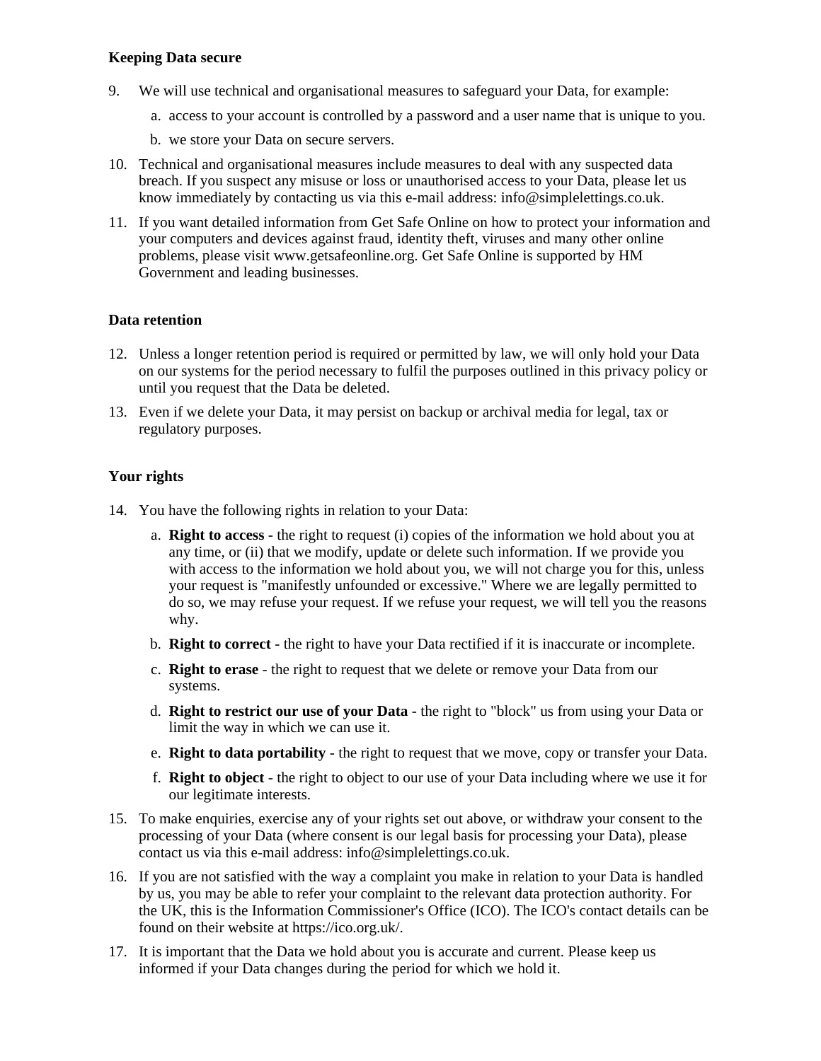**Keeping Data secure**

9. We will use technical and organisational measures to safeguard your Data, for example:
    a. access to your account is controlled by a password and a user name that is unique to you.
    b. we store your Data on secure servers.
10. Technical and organisational measures include measures to deal with any suspected data breach. If you suspect any misuse or loss or unauthorised access to your Data, please let us know immediately by contacting us via this e-mail address: info@simplelettings.co.uk.
11. If you want detailed information from Get Safe Online on how to protect your information and your computers and devices against fraud, identity theft, viruses and many other online problems, please visit www.getsafeonline.org. Get Safe Online is supported by HM Government and leading businesses.

**Data retention**

12. Unless a longer retention period is required or permitted by law, we will only hold your Data on our systems for the period necessary to fulfil the purposes outlined in this privacy policy or until you request that the Data be deleted.
13. Even if we delete your Data, it may persist on backup or archival media for legal, tax or regulatory purposes.

**Your rights**

14. You have the following rights in relation to your Data:
    a. **Right to access** - the right to request (i) copies of the information we hold about you at any time, or (ii) that we modify, update or delete such information. If we provide you with access to the information we hold about you, we will not charge you for this, unless your request is "manifestly unfounded or excessive." Where we are legally permitted to do so, we may refuse your request. If we refuse your request, we will tell you the reasons why.
    b. **Right to correct** - the right to have your Data rectified if it is inaccurate or incomplete.
    c. **Right to erase** - the right to request that we delete or remove your Data from our systems.
    d. **Right to restrict our use of your Data** - the right to "block" us from using your Data or limit the way in which we can use it.
    e. **Right to data portability** - the right to request that we move, copy or transfer your Data.
    f. **Right to object** - the right to object to our use of your Data including where we use it for our legitimate interests.
15. To make enquiries, exercise any of your rights set out above, or withdraw your consent to the processing of your Data (where consent is our legal basis for processing your Data), please contact us via this e-mail address: info@simplelettings.co.uk.
16. If you are not satisfied with the way a complaint you make in relation to your Data is handled by us, you may be able to refer your complaint to the relevant data protection authority. For the UK, this is the Information Commissioner's Office (ICO). The ICO's contact details can be found on their website at https://ico.org.uk/.
17. It is important that the Data we hold about you is accurate and current. Please keep us informed if your Data changes during the period for which we hold it.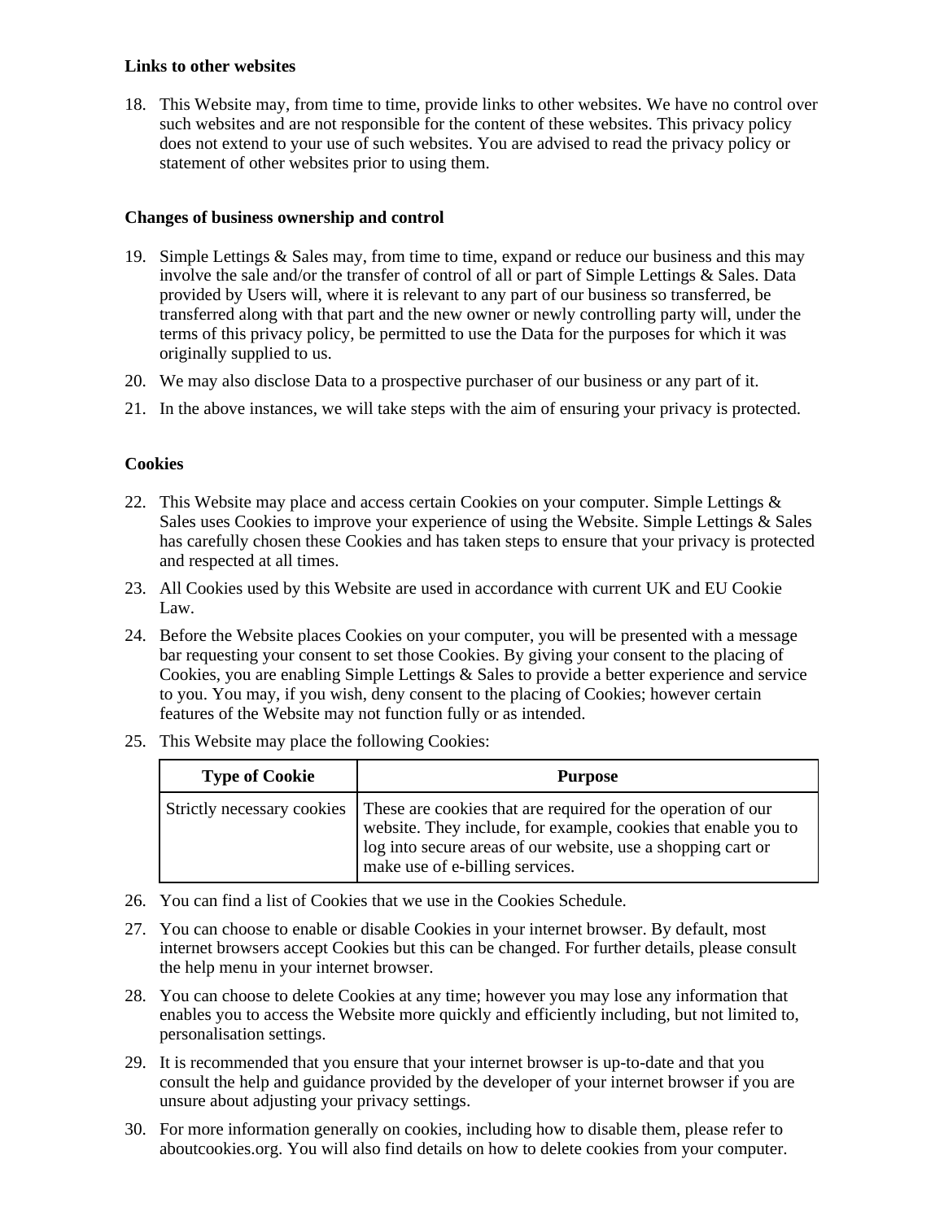**Links to other websites**

18. This Website may, from time to time, provide links to other websites. We have no control over such websites and are not responsible for the content of these websites. This privacy policy does not extend to your use of such websites. You are advised to read the privacy policy or statement of other websites prior to using them.

**Changes of business ownership and control**

19. Simple Lettings & Sales may, from time to time, expand or reduce our business and this may involve the sale and/or the transfer of control of all or part of Simple Lettings & Sales. Data provided by Users will, where it is relevant to any part of our business so transferred, be transferred along with that part and the new owner or newly controlling party will, under the terms of this privacy policy, be permitted to use the Data for the purposes for which it was originally supplied to us.
20. We may also disclose Data to a prospective purchaser of our business or any part of it.
21. In the above instances, we will take steps with the aim of ensuring your privacy is protected.

**Cookies**

22. This Website may place and access certain Cookies on your computer. Simple Lettings & Sales uses Cookies to improve your experience of using the Website. Simple Lettings & Sales has carefully chosen these Cookies and has taken steps to ensure that your privacy is protected and respected at all times.
23. All Cookies used by this Website are used in accordance with current UK and EU Cookie Law.
24. Before the Website places Cookies on your computer, you will be presented with a message bar requesting your consent to set those Cookies. By giving your consent to the placing of Cookies, you are enabling Simple Lettings & Sales to provide a better experience and service to you. You may, if you wish, deny consent to the placing of Cookies; however certain features of the Website may not function fully or as intended.
25. This Website may place the following Cookies:

| Type of Cookie | Purpose |
|---|---|
| Strictly necessary cookies | These are cookies that are required for the operation of our website. They include, for example, cookies that enable you to log into secure areas of our website, use a shopping cart or make use of e-billing services. |

26. You can find a list of Cookies that we use in the Cookies Schedule.
27. You can choose to enable or disable Cookies in your internet browser. By default, most internet browsers accept Cookies but this can be changed. For further details, please consult the help menu in your internet browser.
28. You can choose to delete Cookies at any time; however you may lose any information that enables you to access the Website more quickly and efficiently including, but not limited to, personalisation settings.
29. It is recommended that you ensure that your internet browser is up-to-date and that you consult the help and guidance provided by the developer of your internet browser if you are unsure about adjusting your privacy settings.
30. For more information generally on cookies, including how to disable them, please refer to aboutcookies.org. You will also find details on how to delete cookies from your computer.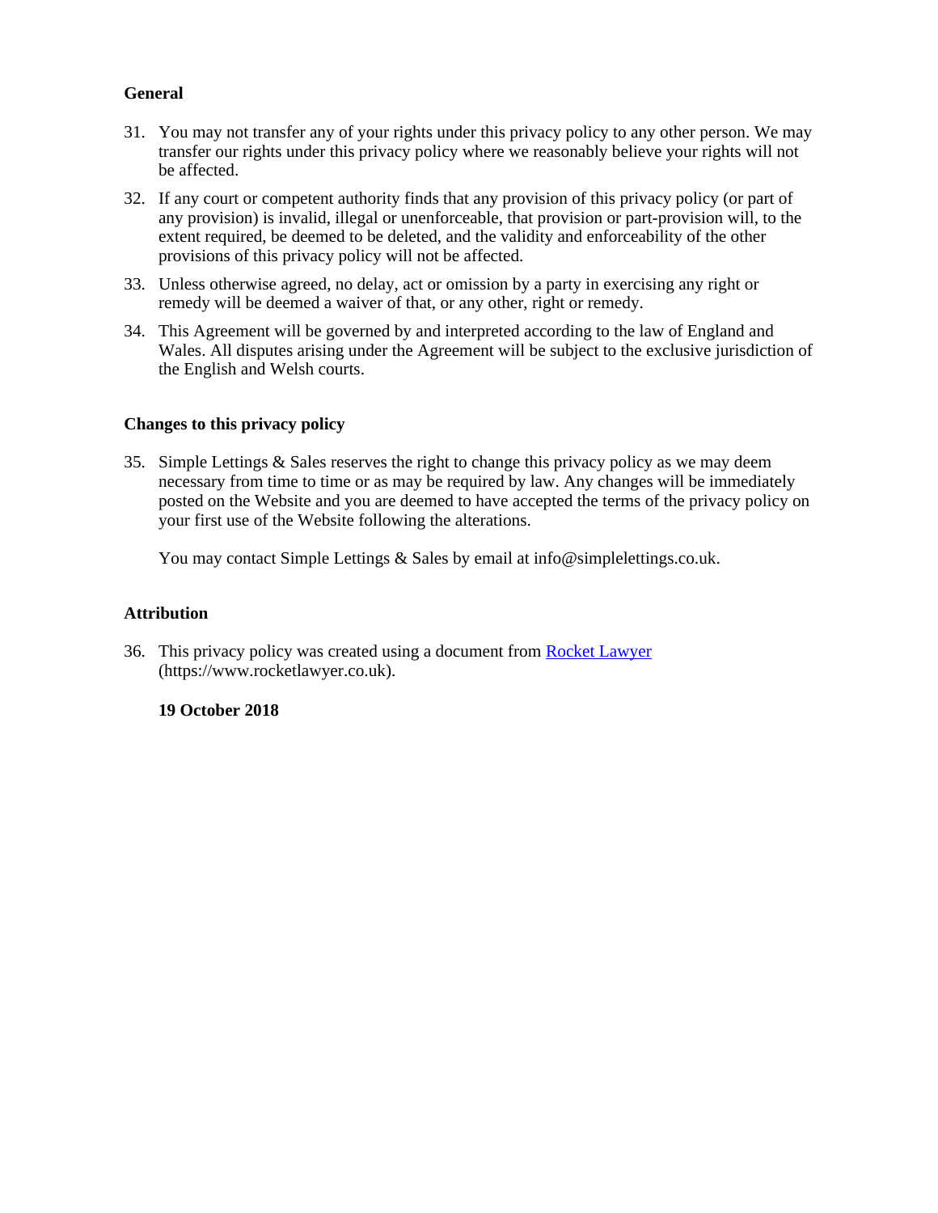**General**

31. You may not transfer any of your rights under this privacy policy to any other person. We may transfer our rights under this privacy policy where we reasonably believe your rights will not be affected.

32. If any court or competent authority finds that any provision of this privacy policy (or part of any provision) is invalid, illegal or unenforceable, that provision or part-provision will, to the extent required, be deemed to be deleted, and the validity and enforceability of the other provisions of this privacy policy will not be affected.

33. Unless otherwise agreed, no delay, act or omission by a party in exercising any right or remedy will be deemed a waiver of that, or any other, right or remedy.

34. This Agreement will be governed by and interpreted according to the law of England and Wales. All disputes arising under the Agreement will be subject to the exclusive jurisdiction of the English and Welsh courts.

**Changes to this privacy policy**

35. Simple Lettings & Sales reserves the right to change this privacy policy as we may deem necessary from time to time or as may be required by law. Any changes will be immediately posted on the Website and you are deemed to have accepted the terms of the privacy policy on your first use of the Website following the alterations.

    You may contact Simple Lettings & Sales by email at info@simplelettings.co.uk.

**Attribution**

36. This privacy policy was created using a document from [Rocket Lawyer](https://www.rocketlawyer.co.uk) (https://www.rocketlawyer.co.uk).

    **19 October 2018**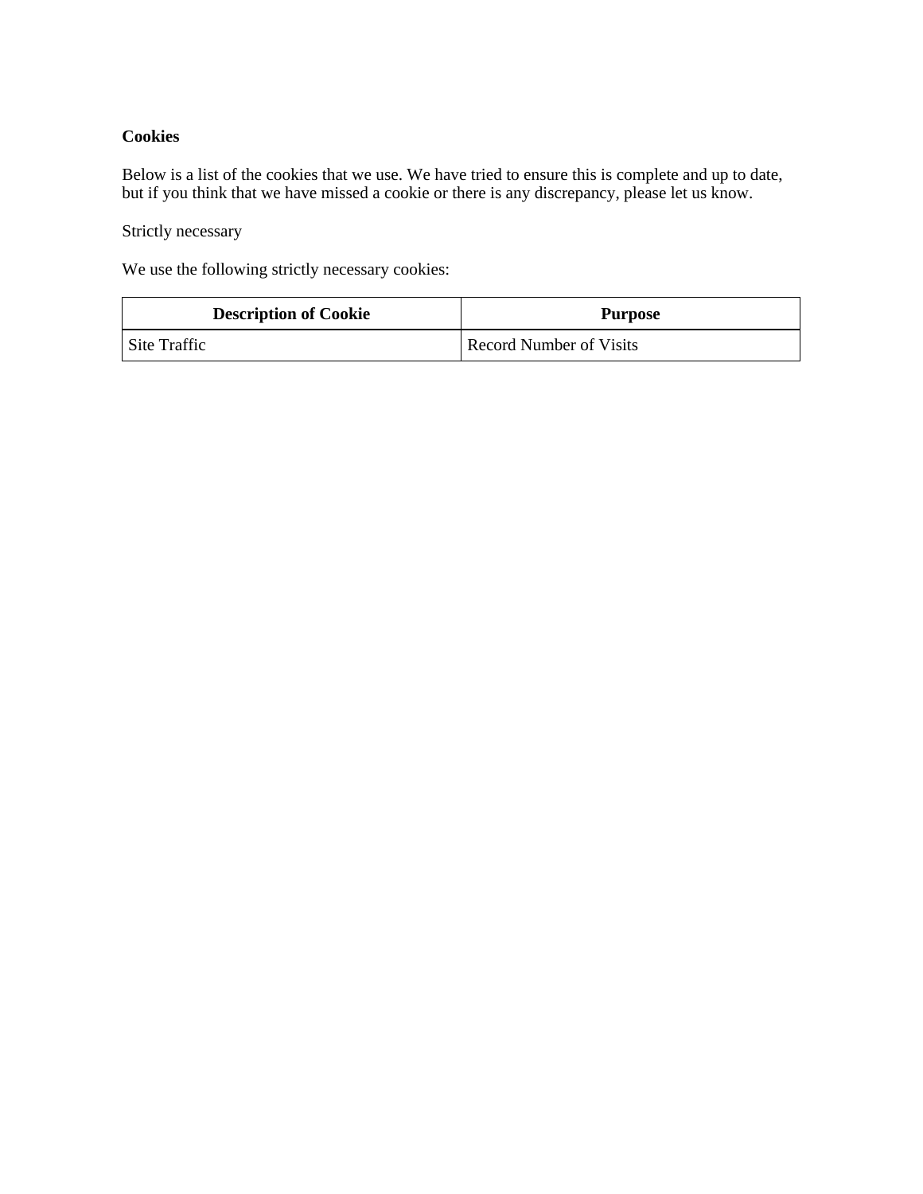**Cookies**

Below is a list of the cookies that we use. We have tried to ensure this is complete and up to date, but if you think that we have missed a cookie or there is any discrepancy, please let us know.

Strictly necessary

We use the following strictly necessary cookies:

| Description of Cookie | Purpose |
|---|---|
| Site Traffic | Record Number of Visits |